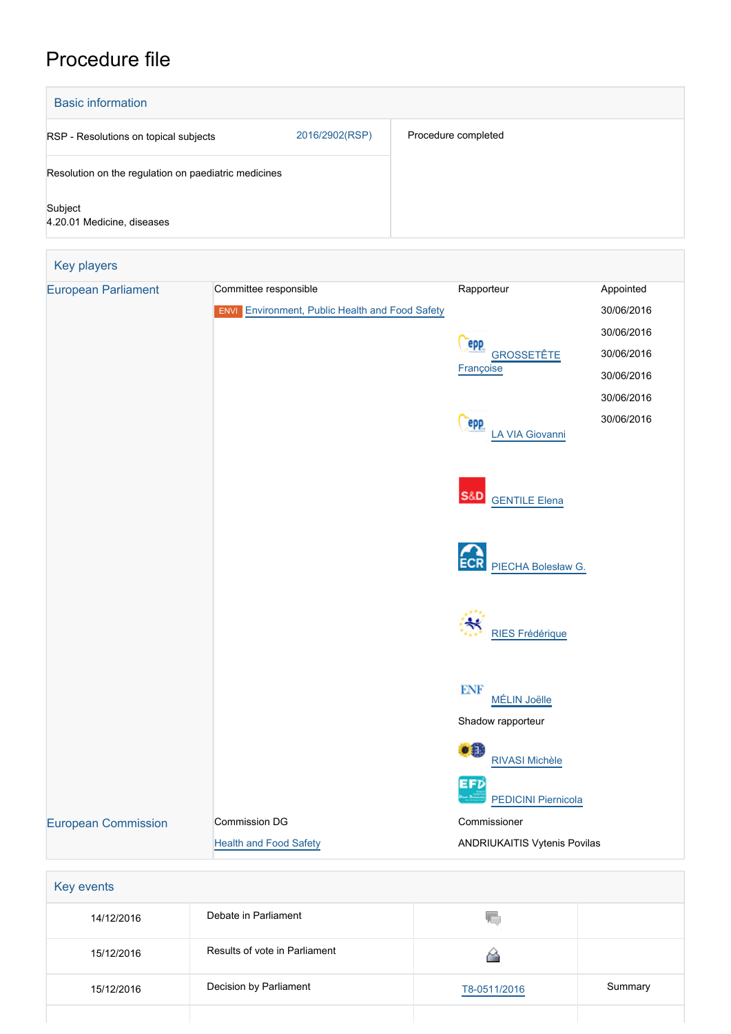# Procedure file

## Basic information

| | | |
|---|---|---|
| RSP - Resolutions on topical subjects | 2016/2902(RSP) | Procedure completed |
| Resolution on the regulation on paediatric medicines | | |
| Subject<br>4.20.01 Medicine, diseases | | |

## Key players

| | | | |
|---|---|---|---|
| European Parliament | Committee responsible | Rapporteur | Appointed |
| | ENVI Environment, Public Health and Food Safety | | 30/06/2016 |
| | | | 30/06/2016 |
| | | GROSSETÊTE Françoise | 30/06/2016 |
| | | LA VIA Giovanni | 30/06/2016 |
| | | GENTILE Elena | 30/06/2016 |
| | | PIECHA Bolesław G. | 30/06/2016 |
| | | RIES Frédérique | |
| | | MÉLIN Joëlle | |
| | | Shadow rapporteur | |
| | | RIVASI Michèle | |
| | | PEDICINI Piernicola | |
| European Commission | Commission DG | Commissioner | |
| | Health and Food Safety | ANDRIUKAITIS Vytenis Povilas | |

## Key events

| | | | |
|---|---|---|---|
| 14/12/2016 | Debate in Parliament | | |
| 15/12/2016 | Results of vote in Parliament | | |
| 15/12/2016 | Decision by Parliament | T8-0511/2016 | Summary |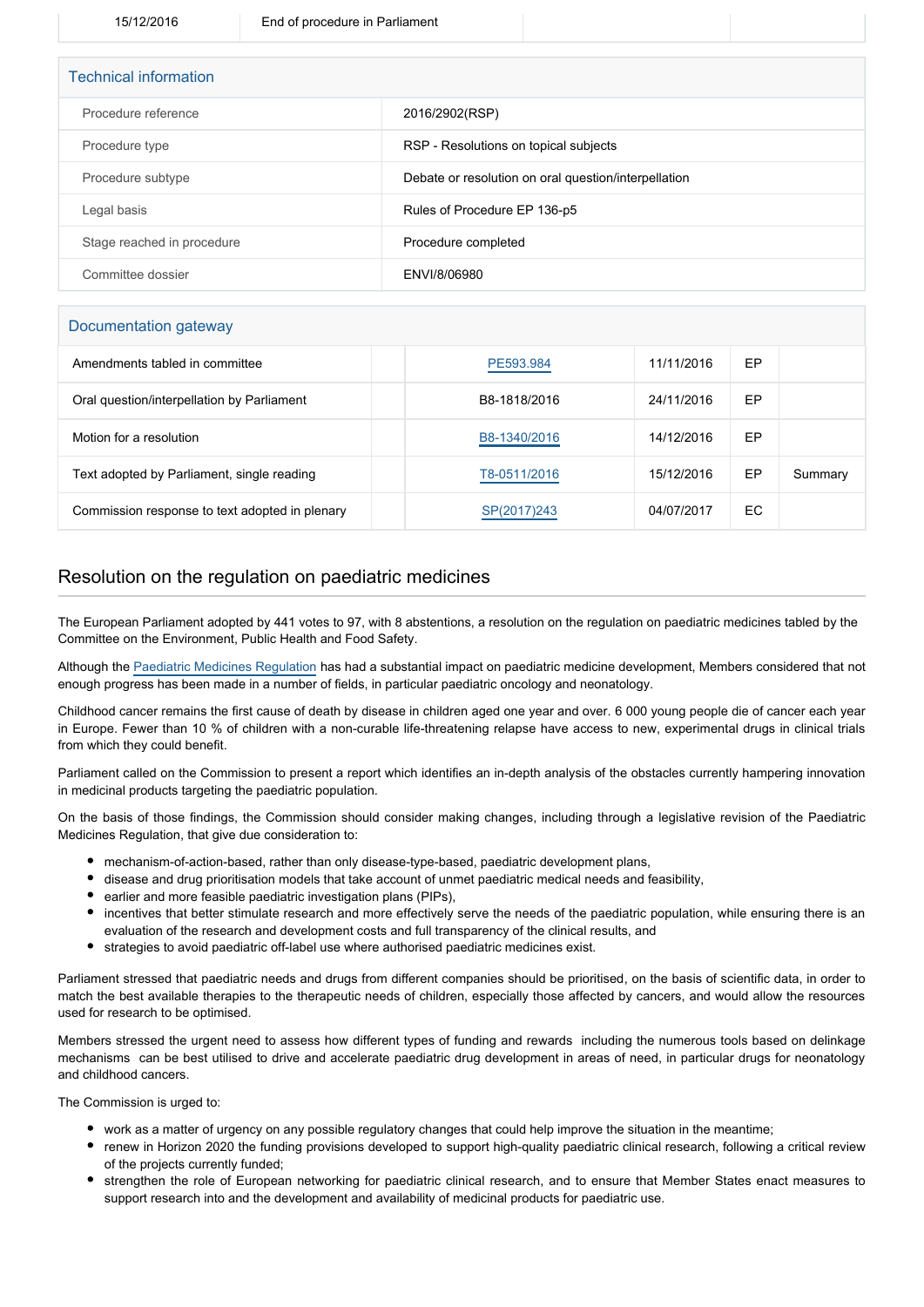| | | | |
|---|---|---|---|
| 15/12/2016 | End of procedure in Parliament | | |

## Technical information

| | |
|---|---|
| Procedure reference | 2016/2902(RSP) |
| Procedure type | RSP - Resolutions on topical subjects |
| Procedure subtype | Debate or resolution on oral question/interpellation |
| Legal basis | Rules of Procedure EP 136-p5 |
| Stage reached in procedure | Procedure completed |
| Committee dossier | ENVI/8/06980 |

## Documentation gateway

| | | | | | |
|---|---|---|---|---|---|
| Amendments tabled in committee | | PE593.984 | 11/11/2016 | EP | |
| Oral question/interpellation by Parliament | | B8-1818/2016 | 24/11/2016 | EP | |
| Motion for a resolution | | B8-1340/2016 | 14/12/2016 | EP | |
| Text adopted by Parliament, single reading | | T8-0511/2016 | 15/12/2016 | EP | Summary |
| Commission response to text adopted in plenary | | SP(2017)243 | 04/07/2017 | EC | |

## Resolution on the regulation on paediatric medicines

The European Parliament adopted by 441 votes to 97, with 8 abstentions, a resolution on the regulation on paediatric medicines tabled by the Committee on the Environment, Public Health and Food Safety.

Although the Paediatric Medicines Regulation has had a substantial impact on paediatric medicine development, Members considered that not enough progress has been made in a number of fields, in particular paediatric oncology and neonatology.

Childhood cancer remains the first cause of death by disease in children aged one year and over. 6 000 young people die of cancer each year in Europe. Fewer than 10 % of children with a non-curable life-threatening relapse have access to new, experimental drugs in clinical trials from which they could benefit.

Parliament called on the Commission to present a report which identifies an in-depth analysis of the obstacles currently hampering innovation in medicinal products targeting the paediatric population.

On the basis of those findings, the Commission should consider making changes, including through a legislative revision of the Paediatric Medicines Regulation, that give due consideration to:

- mechanism-of-action-based, rather than only disease-type-based, paediatric development plans,
- disease and drug prioritisation models that take account of unmet paediatric medical needs and feasibility,
- earlier and more feasible paediatric investigation plans (PIPs),
- incentives that better stimulate research and more effectively serve the needs of the paediatric population, while ensuring there is an evaluation of the research and development costs and full transparency of the clinical results, and
- strategies to avoid paediatric off-label use where authorised paediatric medicines exist.

Parliament stressed that paediatric needs and drugs from different companies should be prioritised, on the basis of scientific data, in order to match the best available therapies to the therapeutic needs of children, especially those affected by cancers, and would allow the resources used for research to be optimised.

Members stressed the urgent need to assess how different types of funding and rewards including the numerous tools based on delinkage mechanisms can be best utilised to drive and accelerate paediatric drug development in areas of need, in particular drugs for neonatology and childhood cancers.

The Commission is urged to:

- work as a matter of urgency on any possible regulatory changes that could help improve the situation in the meantime;
- renew in Horizon 2020 the funding provisions developed to support high-quality paediatric clinical research, following a critical review of the projects currently funded;
- strengthen the role of European networking for paediatric clinical research, and to ensure that Member States enact measures to support research into and the development and availability of medicinal products for paediatric use.